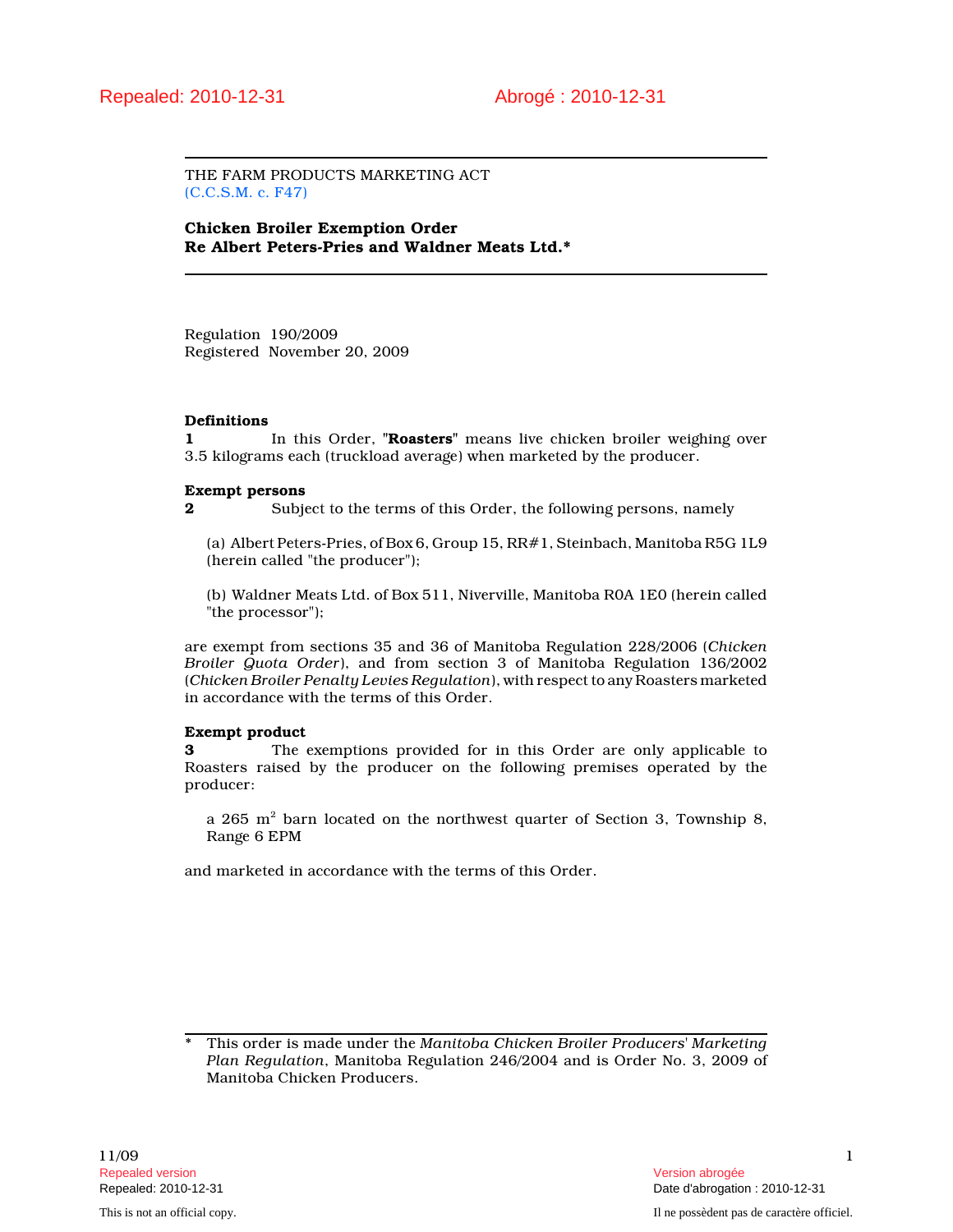Repealed: 2010-12-31 Abrogé : 2010-12-31

THE FARM PRODUCTS MARKETING ACT
(C.C.S.M. c. F47)

**Chicken Broiler Exemption Order**
**Re Albert Peters-Pries and Waldner Meats Ltd.***

Regulation 190/2009
Registered November 20, 2009

**Definitions**

**1** In this Order, "**Roasters**" means live chicken broiler weighing over 3.5 kilograms each (truckload average) when marketed by the producer.

**Exempt persons**

**2** Subject to the terms of this Order, the following persons, namely

(a) Albert Peters-Pries, of Box 6, Group 15, RR#1, Steinbach, Manitoba R5G 1L9 (herein called "the producer");

(b) Waldner Meats Ltd. of Box 511, Niverville, Manitoba R0A 1E0 (herein called "the processor");

are exempt from sections 35 and 36 of Manitoba Regulation 228/2006 (*Chicken Broiler Quota Order*), and from section 3 of Manitoba Regulation 136/2002 (*Chicken Broiler Penalty Levies Regulation*), with respect to any Roasters marketed in accordance with the terms of this Order.

**Exempt product**

**3** The exemptions provided for in this Order are only applicable to Roasters raised by the producer on the following premises operated by the producer:

a 265 $m^2$ barn located on the northwest quarter of Section 3, Township 8, Range 6 EPM

and marketed in accordance with the terms of this Order.

\* This order is made under the *Manitoba Chicken Broiler Producers' Marketing Plan Regulation*, Manitoba Regulation 246/2004 and is Order No. 3, 2009 of Manitoba Chicken Producers.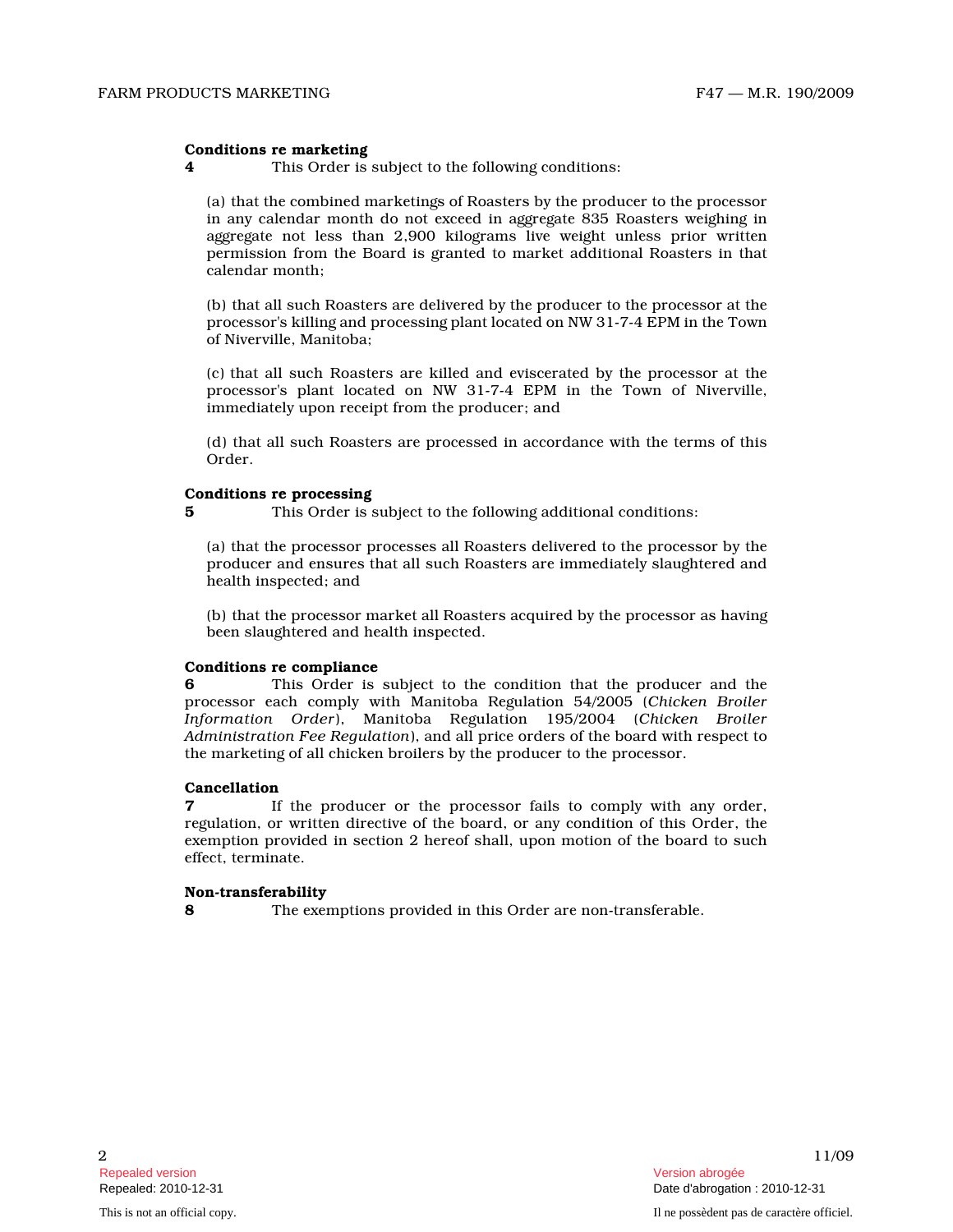**Conditions re marketing**

**4** This Order is subject to the following conditions:

(a) that the combined marketings of Roasters by the producer to the processor in any calendar month do not exceed in aggregate 835 Roasters weighing in aggregate not less than 2,900 kilograms live weight unless prior written permission from the Board is granted to market additional Roasters in that calendar month;

(b) that all such Roasters are delivered by the producer to the processor at the processor's killing and processing plant located on NW 31-7-4 EPM in the Town of Niverville, Manitoba;

(c) that all such Roasters are killed and eviscerated by the processor at the processor's plant located on NW 31-7-4 EPM in the Town of Niverville, immediately upon receipt from the producer; and

(d) that all such Roasters are processed in accordance with the terms of this Order.

**Conditions re processing**

**5** This Order is subject to the following additional conditions:

(a) that the processor processes all Roasters delivered to the processor by the producer and ensures that all such Roasters are immediately slaughtered and health inspected; and

(b) that the processor market all Roasters acquired by the processor as having been slaughtered and health inspected.

**Conditions re compliance**

**6** This Order is subject to the condition that the producer and the processor each comply with Manitoba Regulation 54/2005 (*Chicken Broiler Information Order*), Manitoba Regulation 195/2004 (*Chicken Broiler Administration Fee Regulation*), and all price orders of the board with respect to the marketing of all chicken broilers by the producer to the processor.

**Cancellation**

**7** If the producer or the processor fails to comply with any order, regulation, or written directive of the board, or any condition of this Order, the exemption provided in section 2 hereof shall, upon motion of the board to such effect, terminate.

**Non-transferability**

**8** The exemptions provided in this Order are non-transferable.

Repealed version
Repealed: 2010-12-31

Version abrogée
Date d'abrogation : 2010-12-31

This is not an official copy.

Il ne possèdent pas de caractère officiel.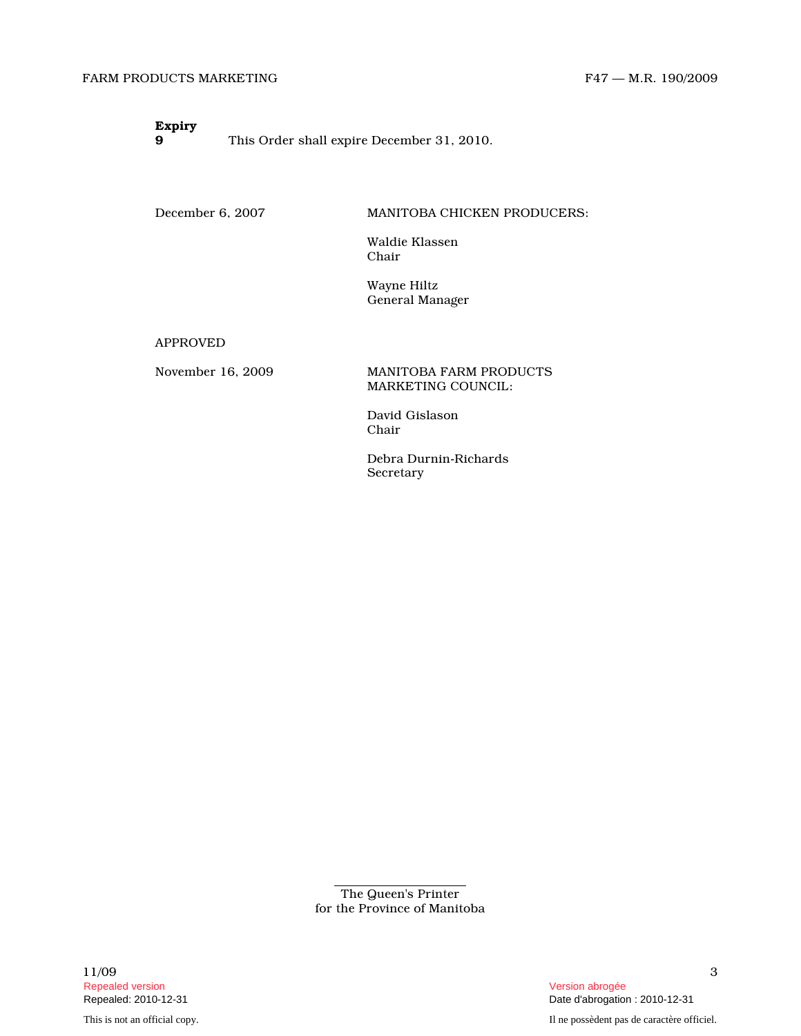**Expiry**

**9** This Order shall expire December 31, 2010.

December 6, 2007

MANITOBA CHICKEN PRODUCERS:

Waldie Klassen
Chair

Wayne Hiltz
General Manager

APPROVED

November 16, 2009

MANITOBA FARM PRODUCTS MARKETING COUNCIL:

David Gislason
Chair

Debra Durnin-Richards
Secretary

The Queen's Printer
for the Province of Manitoba

Repealed version
Repealed: 2010-12-31

Version abrogée
Date d'abrogation : 2010-12-31

This is not an official copy.

Il ne possèdent pas de caractère officiel.